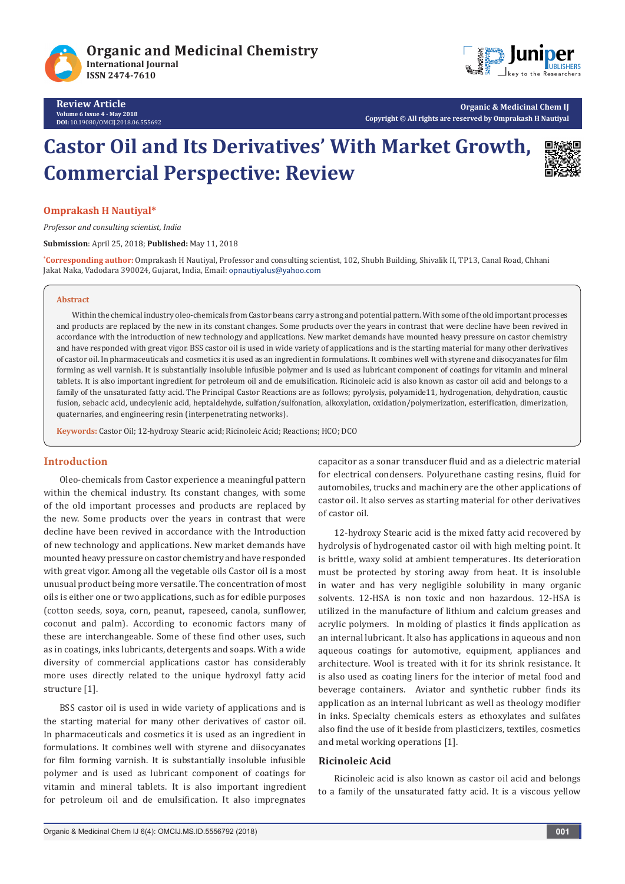Review Article
Volume 6 Issue 4 - May 2018
DOI: 10.19080/OMCIJ.2018.06.555692

Copyright © All rights are reserved by Omprakash H Nautiyal

# Castor Oil and Its Derivatives' With Market Growth, Commercial Perspective: Review

**Omprakash H Nautiyal***

*Professor and consulting scientist, India*

**Submission**: April 25, 2018; **Published:** May 11, 2018

***Corresponding author:** Omprakash H Nautiyal, Professor and consulting scientist, 102, Shubh Building, Shivalik II, TP13, Canal Road, Chhani Jakat Naka, Vadodara 390024, Gujarat, India, Email: opnautiyalus@yahoo.com

## Abstract

Within the chemical industry oleo-chemicals from Castor beans carry a strong and potential pattern. With some of the old important processes and products are replaced by the new in its constant changes. Some products over the years in contrast that were decline have been revived in accordance with the introduction of new technology and applications. New market demands have mounted heavy pressure on castor chemistry and have responded with great vigor. BSS castor oil is used in wide variety of applications and is the starting material for many other derivatives of castor oil. In pharmaceuticals and cosmetics it is used as an ingredient in formulations. It combines well with styrene and diisocyanates for film forming as well varnish. It is substantially insoluble infusible polymer and is used as lubricant component of coatings for vitamin and mineral tablets. It is also important ingredient for petroleum oil and de emulsification. Ricinoleic acid is also known as castor oil acid and belongs to a family of the unsaturated fatty acid. The Principal Castor Reactions are as follows; pyrolysis, polyamide11, hydrogenation, dehydration, caustic fusion, sebacic acid, undecylenic acid, heptaldehyde, sulfation/sulfonation, alkoxylation, oxidation/polymerization, esterification, dimerization, quaternaries, and engineering resin (interpenetrating networks).

**Keywords:** Castor Oil; 12-hydroxy Stearic acid; Ricinoleic Acid; Reactions; HCO; DCO

## Introduction

Oleo-chemicals from Castor experience a meaningful pattern within the chemical industry. Its constant changes, with some of the old important processes and products are replaced by the new. Some products over the years in contrast that were decline have been revived in accordance with the Introduction of new technology and applications. New market demands have mounted heavy pressure on castor chemistry and have responded with great vigor. Among all the vegetable oils Castor oil is a most unusual product being more versatile. The concentration of most oils is either one or two applications, such as for edible purposes (cotton seeds, soya, corn, peanut, rapeseed, canola, sunflower, coconut and palm). According to economic factors many of these are interchangeable. Some of these find other uses, such as in coatings, inks lubricants, detergents and soaps. With a wide diversity of commercial applications castor has considerably more uses directly related to the unique hydroxyl fatty acid structure [1].

BSS castor oil is used in wide variety of applications and is the starting material for many other derivatives of castor oil. In pharmaceuticals and cosmetics it is used as an ingredient in formulations. It combines well with styrene and diisocyanates for film forming varnish. It is substantially insoluble infusible polymer and is used as lubricant component of coatings for vitamin and mineral tablets. It is also important ingredient for petroleum oil and de emulsification. It also impregnates capacitor as a sonar transducer fluid and as a dielectric material for electrical condensers. Polyurethane casting resins, fluid for automobiles, trucks and machinery are the other applications of castor oil. It also serves as starting material for other derivatives of castor oil.

12-hydroxy Stearic acid is the mixed fatty acid recovered by hydrolysis of hydrogenated castor oil with high melting point. It is brittle, waxy solid at ambient temperatures. Its deterioration must be protected by storing away from heat. It is insoluble in water and has very negligible solubility in many organic solvents. 12-HSA is non toxic and non hazardous. 12-HSA is utilized in the manufacture of lithium and calcium greases and acrylic polymers. In molding of plastics it finds application as an internal lubricant. It also has applications in aqueous and non aqueous coatings for automotive, equipment, appliances and architecture. Wool is treated with it for its shrink resistance. It is also used as coating liners for the interior of metal food and beverage containers. Aviator and synthetic rubber finds its application as an internal lubricant as well as theology modifier in inks. Specialty chemicals esters as ethoxylates and sulfates also find the use of it beside from plasticizers, textiles, cosmetics and metal working operations [1].

### Ricinoleic Acid

Ricinoleic acid is also known as castor oil acid and belongs to a family of the unsaturated fatty acid. It is a viscous yellow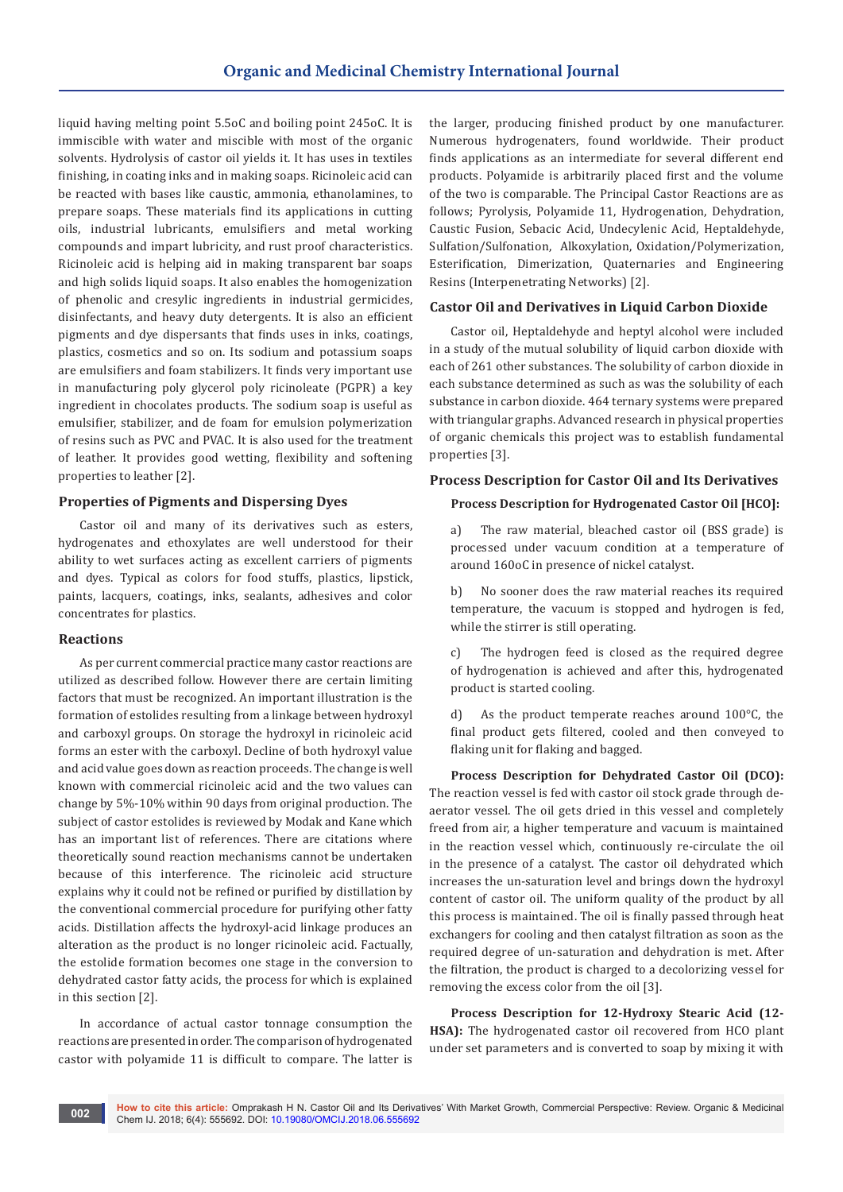liquid having melting point 5.5oC and boiling point 245oC. It is immiscible with water and miscible with most of the organic solvents. Hydrolysis of castor oil yields it. It has uses in textiles finishing, in coating inks and in making soaps. Ricinoleic acid can be reacted with bases like caustic, ammonia, ethanolamines, to prepare soaps. These materials find its applications in cutting oils, industrial lubricants, emulsifiers and metal working compounds and impart lubricity, and rust proof characteristics. Ricinoleic acid is helping aid in making transparent bar soaps and high solids liquid soaps. It also enables the homogenization of phenolic and cresylic ingredients in industrial germicides, disinfectants, and heavy duty detergents. It is also an efficient pigments and dye dispersants that finds uses in inks, coatings, plastics, cosmetics and so on. Its sodium and potassium soaps are emulsifiers and foam stabilizers. It finds very important use in manufacturing poly glycerol poly ricinoleate (PGPR) a key ingredient in chocolates products. The sodium soap is useful as emulsifier, stabilizer, and de foam for emulsion polymerization of resins such as PVC and PVAC. It is also used for the treatment of leather. It provides good wetting, flexibility and softening properties to leather [2].

## Properties of Pigments and Dispersing Dyes

Castor oil and many of its derivatives such as esters, hydrogenates and ethoxylates are well understood for their ability to wet surfaces acting as excellent carriers of pigments and dyes. Typical as colors for food stuffs, plastics, lipstick, paints, lacquers, coatings, inks, sealants, adhesives and color concentrates for plastics.

## Reactions

As per current commercial practice many castor reactions are utilized as described follow. However there are certain limiting factors that must be recognized. An important illustration is the formation of estolides resulting from a linkage between hydroxyl and carboxyl groups. On storage the hydroxyl in ricinoleic acid forms an ester with the carboxyl. Decline of both hydroxyl value and acid value goes down as reaction proceeds. The change is well known with commercial ricinoleic acid and the two values can change by 5%-10% within 90 days from original production. The subject of castor estolides is reviewed by Modak and Kane which has an important list of references. There are citations where theoretically sound reaction mechanisms cannot be undertaken because of this interference. The ricinoleic acid structure explains why it could not be refined or purified by distillation by the conventional commercial procedure for purifying other fatty acids. Distillation affects the hydroxyl-acid linkage produces an alteration as the product is no longer ricinoleic acid. Factually, the estolide formation becomes one stage in the conversion to dehydrated castor fatty acids, the process for which is explained in this section [2].

In accordance of actual castor tonnage consumption the reactions are presented in order. The comparison of hydrogenated castor with polyamide 11 is difficult to compare. The latter is the larger, producing finished product by one manufacturer. Numerous hydrogenaters, found worldwide. Their product finds applications as an intermediate for several different end products. Polyamide is arbitrarily placed first and the volume of the two is comparable. The Principal Castor Reactions are as follows; Pyrolysis, Polyamide 11, Hydrogenation, Dehydration, Caustic Fusion, Sebacic Acid, Undecylenic Acid, Heptaldehyde, Sulfation/Sulfonation, Alkoxylation, Oxidation/Polymerization, Esterification, Dimerization, Quaternaries and Engineering Resins (Interpenetrating Networks) [2].

## Castor Oil and Derivatives in Liquid Carbon Dioxide

Castor oil, Heptaldehyde and heptyl alcohol were included in a study of the mutual solubility of liquid carbon dioxide with each of 261 other substances. The solubility of carbon dioxide in each substance determined as such as was the solubility of each substance in carbon dioxide. 464 ternary systems were prepared with triangular graphs. Advanced research in physical properties of organic chemicals this project was to establish fundamental properties [3].

## Process Description for Castor Oil and Its Derivatives

### Process Description for Hydrogenated Castor Oil [HCO]:

a) The raw material, bleached castor oil (BSS grade) is processed under vacuum condition at a temperature of around 160oC in presence of nickel catalyst.

b) No sooner does the raw material reaches its required temperature, the vacuum is stopped and hydrogen is fed, while the stirrer is still operating.

c) The hydrogen feed is closed as the required degree of hydrogenation is achieved and after this, hydrogenated product is started cooling.

d) As the product temperate reaches around 100°C, the final product gets filtered, cooled and then conveyed to flaking unit for flaking and bagged.

**Process Description for Dehydrated Castor Oil (DCO):** The reaction vessel is fed with castor oil stock grade through de-aerator vessel. The oil gets dried in this vessel and completely freed from air, a higher temperature and vacuum is maintained in the reaction vessel which, continuously re-circulate the oil in the presence of a catalyst. The castor oil dehydrated which increases the un-saturation level and brings down the hydroxyl content of castor oil. The uniform quality of the product by all this process is maintained. The oil is finally passed through heat exchangers for cooling and then catalyst filtration as soon as the required degree of un-saturation and dehydration is met. After the filtration, the product is charged to a decolorizing vessel for removing the excess color from the oil [3].

**Process Description for 12-Hydroxy Stearic Acid (12-HSA):** The hydrogenated castor oil recovered from HCO plant under set parameters and is converted to soap by mixing it with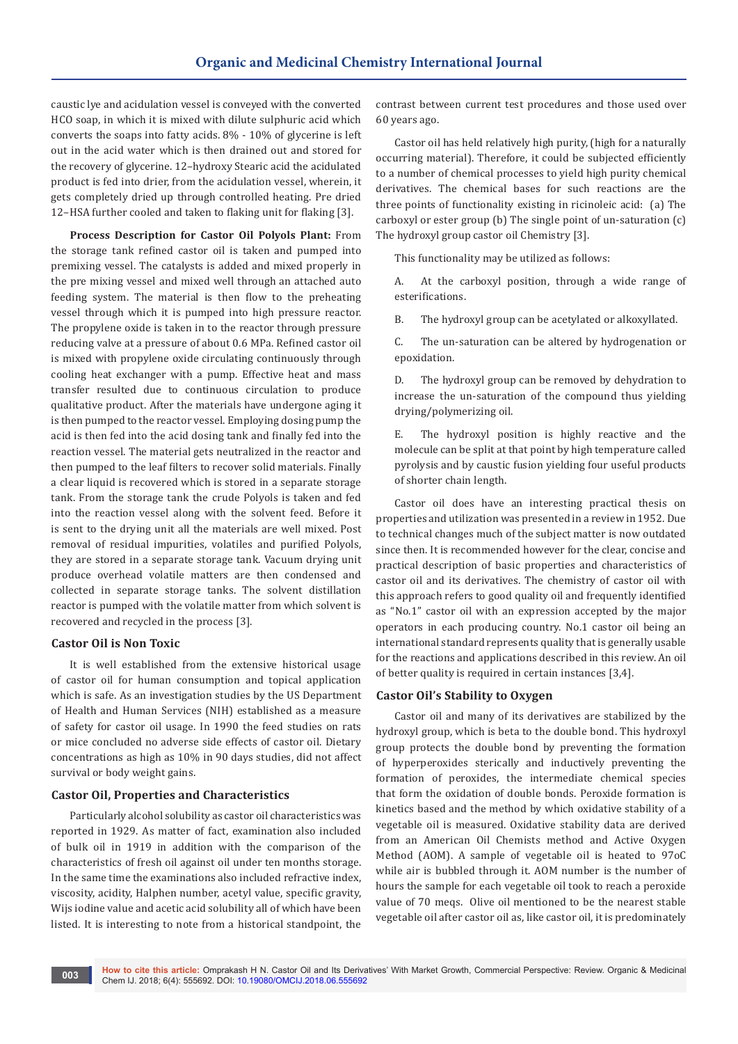caustic lye and acidulation vessel is conveyed with the converted HCO soap, in which it is mixed with dilute sulphuric acid which converts the soaps into fatty acids. 8% - 10% of glycerine is left out in the acid water which is then drained out and stored for the recovery of glycerine. 12–hydroxy Stearic acid the acidulated product is fed into drier, from the acidulation vessel, wherein, it gets completely dried up through controlled heating. Pre dried 12–HSA further cooled and taken to flaking unit for flaking [3].

**Process Description for Castor Oil Polyols Plant:** From the storage tank refined castor oil is taken and pumped into premixing vessel. The catalysts is added and mixed properly in the pre mixing vessel and mixed well through an attached auto feeding system. The material is then flow to the preheating vessel through which it is pumped into high pressure reactor. The propylene oxide is taken in to the reactor through pressure reducing valve at a pressure of about 0.6 MPa. Refined castor oil is mixed with propylene oxide circulating continuously through cooling heat exchanger with a pump. Effective heat and mass transfer resulted due to continuous circulation to produce qualitative product. After the materials have undergone aging it is then pumped to the reactor vessel. Employing dosing pump the acid is then fed into the acid dosing tank and finally fed into the reaction vessel. The material gets neutralized in the reactor and then pumped to the leaf filters to recover solid materials. Finally a clear liquid is recovered which is stored in a separate storage tank. From the storage tank the crude Polyols is taken and fed into the reaction vessel along with the solvent feed. Before it is sent to the drying unit all the materials are well mixed. Post removal of residual impurities, volatiles and purified Polyols, they are stored in a separate storage tank. Vacuum drying unit produce overhead volatile matters are then condensed and collected in separate storage tanks. The solvent distillation reactor is pumped with the volatile matter from which solvent is recovered and recycled in the process [3].

### Castor Oil is Non Toxic

It is well established from the extensive historical usage of castor oil for human consumption and topical application which is safe. As an investigation studies by the US Department of Health and Human Services (NIH) established as a measure of safety for castor oil usage. In 1990 the feed studies on rats or mice concluded no adverse side effects of castor oil. Dietary concentrations as high as 10% in 90 days studies, did not affect survival or body weight gains.

### Castor Oil, Properties and Characteristics

Particularly alcohol solubility as castor oil characteristics was reported in 1929. As matter of fact, examination also included of bulk oil in 1919 in addition with the comparison of the characteristics of fresh oil against oil under ten months storage. In the same time the examinations also included refractive index, viscosity, acidity, Halphen number, acetyl value, specific gravity, Wijs iodine value and acetic acid solubility all of which have been listed. It is interesting to note from a historical standpoint, the contrast between current test procedures and those used over 60 years ago.

Castor oil has held relatively high purity, (high for a naturally occurring material). Therefore, it could be subjected efficiently to a number of chemical processes to yield high purity chemical derivatives. The chemical bases for such reactions are the three points of functionality existing in ricinoleic acid: (a) The carboxyl or ester group (b) The single point of un-saturation (c) The hydroxyl group castor oil Chemistry [3].

This functionality may be utilized as follows:

A. At the carboxyl position, through a wide range of esterifications.

B. The hydroxyl group can be acetylated or alkoxyllated.

C. The un-saturation can be altered by hydrogenation or epoxidation.

D. The hydroxyl group can be removed by dehydration to increase the un-saturation of the compound thus yielding drying/polymerizing oil.

E. The hydroxyl position is highly reactive and the molecule can be split at that point by high temperature called pyrolysis and by caustic fusion yielding four useful products of shorter chain length.

Castor oil does have an interesting practical thesis on properties and utilization was presented in a review in 1952. Due to technical changes much of the subject matter is now outdated since then. It is recommended however for the clear, concise and practical description of basic properties and characteristics of castor oil and its derivatives. The chemistry of castor oil with this approach refers to good quality oil and frequently identified as "No.1" castor oil with an expression accepted by the major operators in each producing country. No.1 castor oil being an international standard represents quality that is generally usable for the reactions and applications described in this review. An oil of better quality is required in certain instances [3,4].

### Castor Oil's Stability to Oxygen

Castor oil and many of its derivatives are stabilized by the hydroxyl group, which is beta to the double bond. This hydroxyl group protects the double bond by preventing the formation of hyperperoxides sterically and inductively preventing the formation of peroxides, the intermediate chemical species that form the oxidation of double bonds. Peroxide formation is kinetics based and the method by which oxidative stability of a vegetable oil is measured. Oxidative stability data are derived from an American Oil Chemists method and Active Oxygen Method (AOM). A sample of vegetable oil is heated to 97oC while air is bubbled through it. AOM number is the number of hours the sample for each vegetable oil took to reach a peroxide value of 70 meqs. Olive oil mentioned to be the nearest stable vegetable oil after castor oil as, like castor oil, it is predominately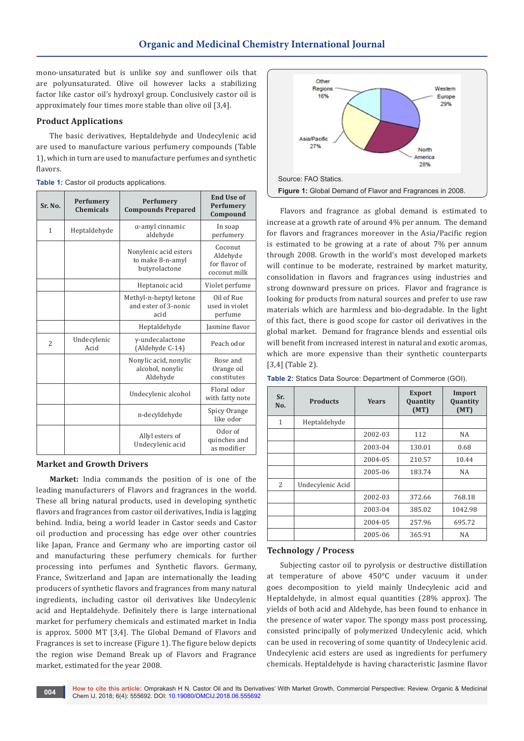mono-unsaturated but is unlike soy and sunflower oils that are polyunsaturated. Olive oil however lacks a stabilizing factor like castor oil's hydroxyl group. Conclusively castor oil is approximately four times more stable than olive oil [3,4].

## Product Applications

The basic derivatives, Heptaldehyde and Undecylenic acid are used to manufacture various perfumery compounds (Table 1), which in turn are used to manufacture perfumes and synthetic flavors.

**Table 1:** Castor oil products applications.

| Sr. No. | Perfumery Chemicals | Perfumery Compounds Prepared | End Use of Perfumery Compound |
|---|---|---|---|
| 1 | Heptaldehyde | α-amyl cinnamic aldehyde | In soap perfumery |
| | | Nonylenic acid esters to make 8-n-amyl butyrolactone | Coconut Aldehyde for flavor of coconut milk |
| | | Heptanoic acid | Violet perfume |
| | | Methyl-n-heptyl ketone and ester of 3-nonic acid | Oil of Rue used in violet perfume |
| | | Heptaldehyde | Jasmine flavor |
| 2 | Undecylenic Acid | γ-undecalactone (Aldehyde C-14) | Peach odor |
| | | Nonylic acid, nonylic alcohol, nonylic Aldehyde | Rose and Orange oil constitutes |
| | | Undecylenic alcohol | Floral odor with fatty note |
| | | n-decyldehyde | Spicy Orange like odor |
| | | Allyl esters of Undecylenic acid | Odor of quinches and as modifier |

## Market and Growth Drivers

**Market:** India commands the position of is one of the leading manufacturers of Flavors and fragrances in the world. These all bring natural products, used in developing synthetic flavors and fragrances from castor oil derivatives, India is lagging behind. India, being a world leader in Castor seeds and Castor oil production and processing has edge over other countries like Japan, France and Germany who are importing castor oil and manufacturing these perfumery chemicals for further processing into perfumes and Synthetic flavors. Germany, France, Switzerland and Japan are internationally the leading producers of synthetic flavors and fragrances from many natural ingredients, including castor oil derivatives like Undecylenic acid and Heptaldehyde. Definitely there is large international market for perfumery chemicals and estimated market in India is approx. 5000 MT [3,4]. The Global Demand of Flavors and Fragrances is set to increase (Figure 1). The figure below depicts the region wise Demand Break up of Flavors and Fragrance market, estimated for the year 2008.

Other Regions 16%; Western Europe 29%; Asia/Pacific 27%; North America 28%

Source: FAO Statics.

**Figure 1:** Global Demand of Flavor and Fragrances in 2008.

Flavors and fragrance as global demand is estimated to increase at a growth rate of around 4% per annum. The demand for flavors and fragrances moreover in the Asia/Pacific region is estimated to be growing at a rate of about 7% per annum through 2008. Growth in the world's most developed markets will continue to be moderate, restrained by market maturity, consolidation in flavors and fragrances using industries and strong downward pressure on prices. Flavor and fragrance is looking for products from natural sources and prefer to use raw materials which are harmless and bio-degradable. In the light of this fact, there is good scope for castor oil derivatives in the global market. Demand for fragrance blends and essential oils will benefit from increased interest in natural and exotic aromas, which are more expensive than their synthetic counterparts [3,4] (Table 2).

**Table 2:** Statics Data Source: Department of Commerce (GOI).

| Sr. No. | Products | Years | Export Quantity (MT) | Import Quantity (MT) |
|---|---|---|---|---|
| 1 | Heptaldehyde | | | |
| | | 2002-03 | 112 | NA |
| | | 2003-04 | 130.01 | 0.68 |
| | | 2004-05 | 210.57 | 10.44 |
| | | 2005-06 | 183.74 | NA |
| 2 | Undecylenic Acid | | | |
| | | 2002-03 | 372.66 | 768.18 |
| | | 2003-04 | 385.02 | 1042.98 |
| | | 2004-05 | 257.96 | 695.72 |
| | | 2005-06 | 365.91 | NA |

## Technology / Process

Subjecting castor oil to pyrolysis or destructive distillation at temperature of above 450°C under vacuum it under goes decomposition to yield mainly Undecylenic acid and Heptaldehyde, in almost equal quantities (28% approx). The yields of both acid and Aldehyde, has been found to enhance in the presence of water vapor. The spongy mass post processing, consisted principally of polymerized Undecylenic acid, which can be used in recovering of some quantity of Undecylenic acid. Undecylenic acid esters are used as ingredients for perfumery chemicals. Heptaldehyde is having characteristic Jasmine flavor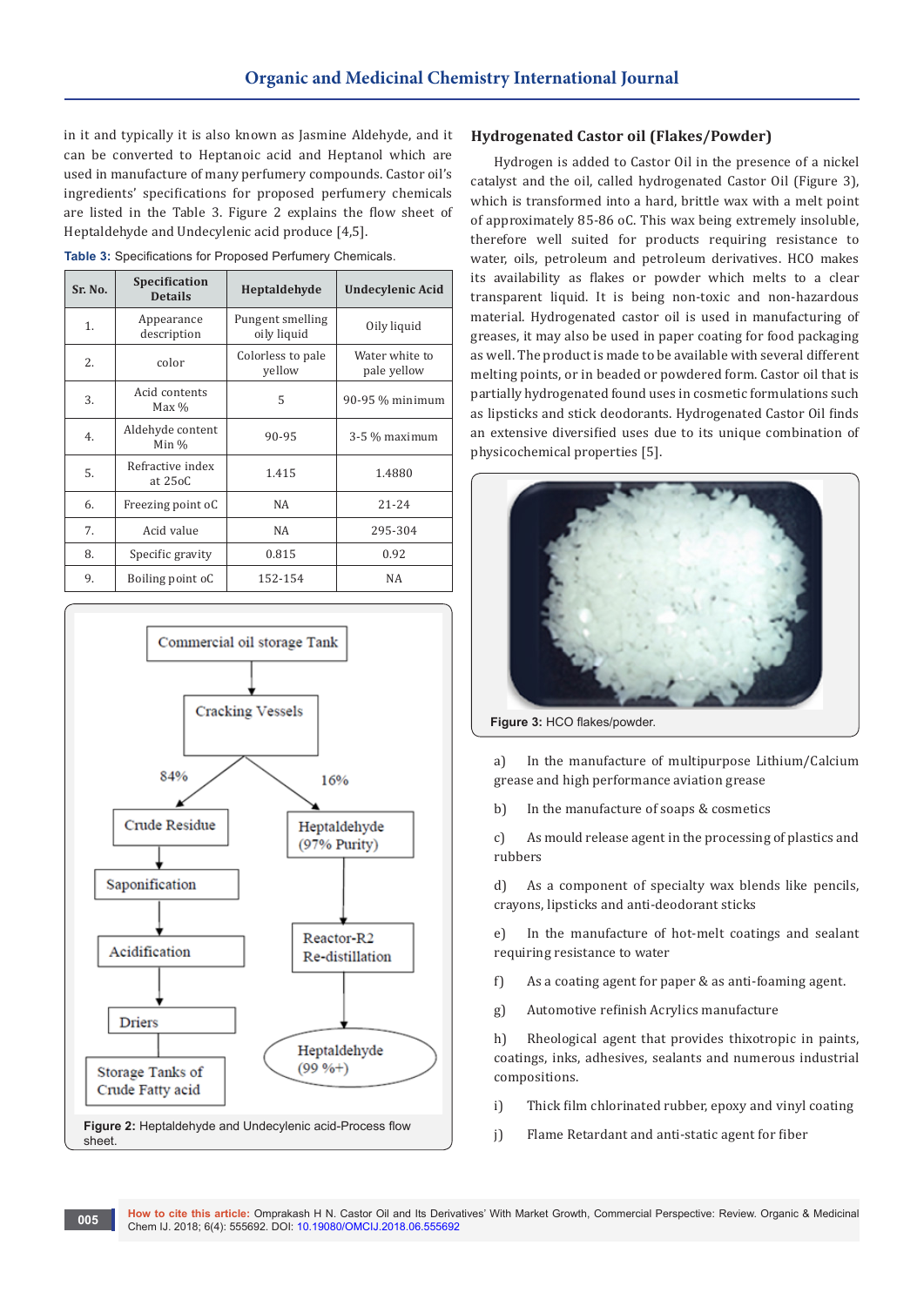in it and typically it is also known as Jasmine Aldehyde, and it can be converted to Heptanoic acid and Heptanol which are used in manufacture of many perfumery compounds. Castor oil's ingredients' specifications for proposed perfumery chemicals are listed in the Table 3. Figure 2 explains the flow sheet of Heptaldehyde and Undecylenic acid produce [4,5].

**Table 3:** Specifications for Proposed Perfumery Chemicals.

| Sr. No. | Specification Details | Heptaldehyde | Undecylenic Acid |
|---|---|---|---|
| 1. | Appearance description | Pungent smelling oily liquid | Oily liquid |
| 2. | color | Colorless to pale yellow | Water white to pale yellow |
| 3. | Acid contents Max % | 5 | 90-95 % minimum |
| 4. | Aldehyde content Min % | 90-95 | 3-5 % maximum |
| 5. | Refractive index at 25oC | 1.415 | 1.4880 |
| 6. | Freezing point oC | NA | 21-24 |
| 7. | Acid value | NA | 295-304 |
| 8. | Specific gravity | 0.815 | 0.92 |
| 9. | Boiling point oC | 152-154 | NA |

**Figure 2:** Heptaldehyde and Undecylenic acid-Process flow sheet.

## Hydrogenated Castor oil (Flakes/Powder)

Hydrogen is added to Castor Oil in the presence of a nickel catalyst and the oil, called hydrogenated Castor Oil (Figure 3), which is transformed into a hard, brittle wax with a melt point of approximately 85-86 oC. This wax being extremely insoluble, therefore well suited for products requiring resistance to water, oils, petroleum and petroleum derivatives. HCO makes its availability as flakes or powder which melts to a clear transparent liquid. It is being non-toxic and non-hazardous material. Hydrogenated castor oil is used in manufacturing of greases, it may also be used in paper coating for food packaging as well. The product is made to be available with several different melting points, or in beaded or powdered form. Castor oil that is partially hydrogenated found uses in cosmetic formulations such as lipsticks and stick deodorants. Hydrogenated Castor Oil finds an extensive diversified uses due to its unique combination of physicochemical properties [5].

**Figure 3:** HCO flakes/powder.

a) In the manufacture of multipurpose Lithium/Calcium grease and high performance aviation grease

b) In the manufacture of soaps & cosmetics

c) As mould release agent in the processing of plastics and rubbers

d) As a component of specialty wax blends like pencils, crayons, lipsticks and anti-deodorant sticks

e) In the manufacture of hot-melt coatings and sealant requiring resistance to water

f) As a coating agent for paper & as anti-foaming agent.

g) Automotive refinish Acrylics manufacture

h) Rheological agent that provides thixotropic in paints, coatings, inks, adhesives, sealants and numerous industrial compositions.

i) Thick film chlorinated rubber, epoxy and vinyl coating

j) Flame Retardant and anti-static agent for fiber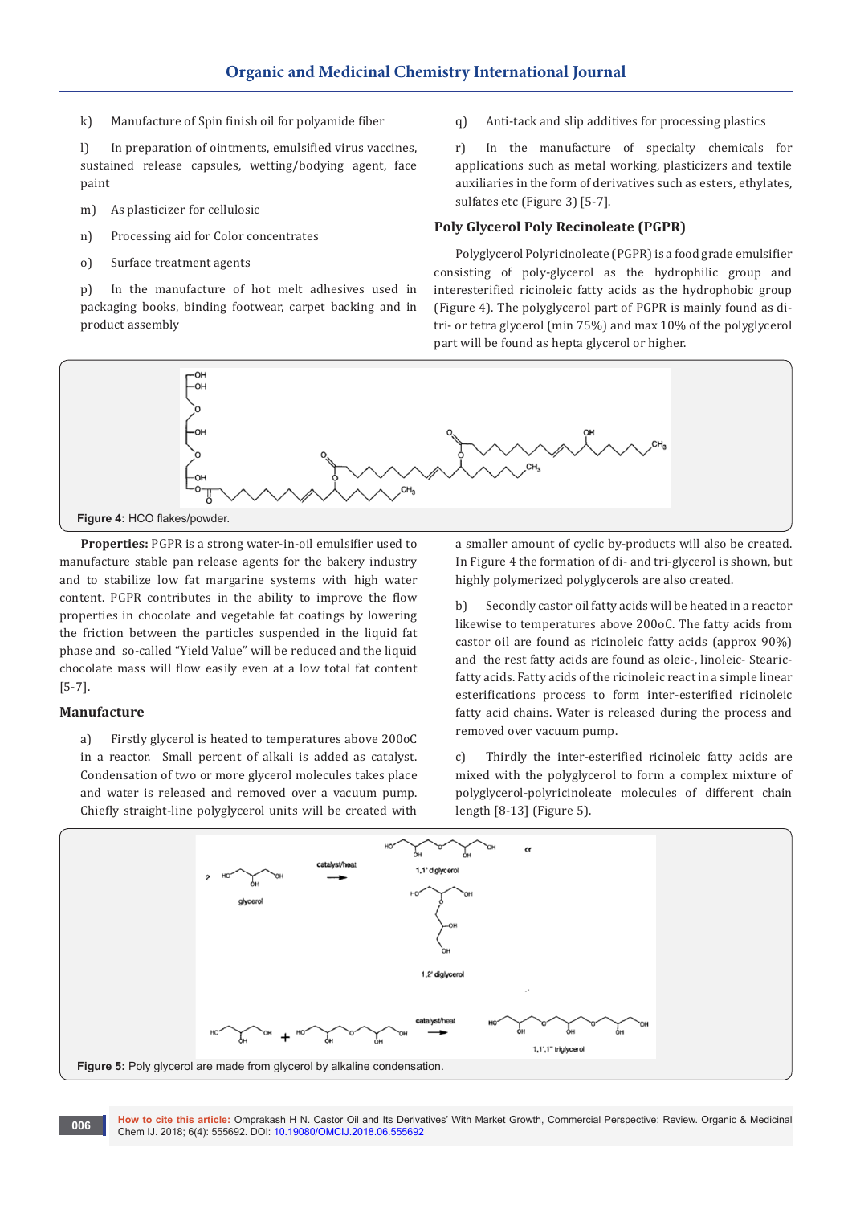k) Manufacture of Spin finish oil for polyamide fiber

l) In preparation of ointments, emulsified virus vaccines, sustained release capsules, wetting/bodying agent, face paint

m) As plasticizer for cellulosic

n) Processing aid for Color concentrates

o) Surface treatment agents

p) In the manufacture of hot melt adhesives used in packaging books, binding footwear, carpet backing and in product assembly

q) Anti-tack and slip additives for processing plastics

r) In the manufacture of specialty chemicals for applications such as metal working, plasticizers and textile auxiliaries in the form of derivatives such as esters, ethylates, sulfates etc (Figure 3) [5-7].

## Poly Glycerol Poly Recinoleate (PGPR)

Polyglycerol Polyricinoleate (PGPR) is a food grade emulsifier consisting of poly-glycerol as the hydrophilic group and interesterified ricinoleic fatty acids as the hydrophobic group (Figure 4). The polyglycerol part of PGPR is mainly found as di-tri- or tetra glycerol (min 75%) and max 10% of the polyglycerol part will be found as hepta glycerol or higher.

**Figure 4:** HCO flakes/powder.

**Properties:** PGPR is a strong water-in-oil emulsifier used to manufacture stable pan release agents for the bakery industry and to stabilize low fat margarine systems with high water content. PGPR contributes in the ability to improve the flow properties in chocolate and vegetable fat coatings by lowering the friction between the particles suspended in the liquid fat phase and so-called "Yield Value" will be reduced and the liquid chocolate mass will flow easily even at a low total fat content [5-7].

### Manufacture

a) Firstly glycerol is heated to temperatures above 200oC in a reactor. Small percent of alkali is added as catalyst. Condensation of two or more glycerol molecules takes place and water is released and removed over a vacuum pump. Chiefly straight-line polyglycerol units will be created with a smaller amount of cyclic by-products will also be created. In Figure 4 the formation of di- and tri-glycerol is shown, but highly polymerized polyglycerols are also created.

b) Secondly castor oil fatty acids will be heated in a reactor likewise to temperatures above 200oC. The fatty acids from castor oil are found as ricinoleic fatty acids (approx 90%) and the rest fatty acids are found as oleic-, linoleic- Stearic-fatty acids. Fatty acids of the ricinoleic react in a simple linear esterifications process to form inter-esterified ricinoleic fatty acid chains. Water is released during the process and removed over vacuum pump.

c) Thirdly the inter-esterified ricinoleic fatty acids are mixed with the polyglycerol to form a complex mixture of polyglycerol-polyricinoleate molecules of different chain length [8-13] (Figure 5).

**Figure 5:** Poly glycerol are made from glycerol by alkaline condensation.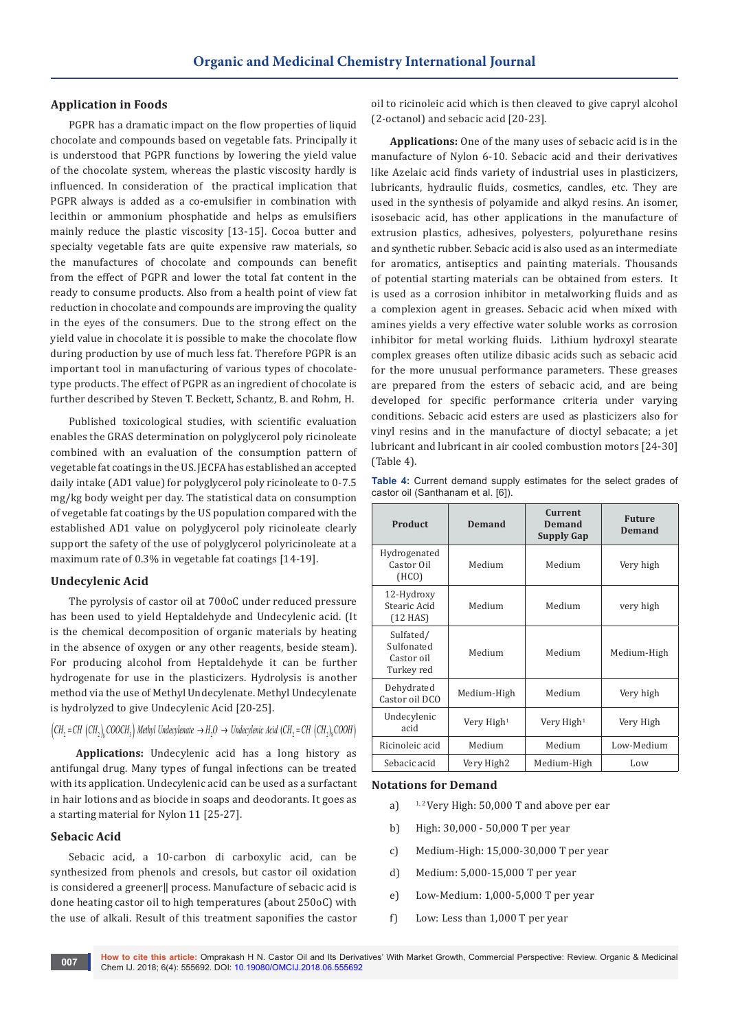## Application in Foods

PGPR has a dramatic impact on the flow properties of liquid chocolate and compounds based on vegetable fats. Principally it is understood that PGPR functions by lowering the yield value of the chocolate system, whereas the plastic viscosity hardly is influenced. In consideration of the practical implication that PGPR always is added as a co-emulsifier in combination with lecithin or ammonium phosphatide and helps as emulsifiers mainly reduce the plastic viscosity [13-15]. Cocoa butter and specialty vegetable fats are quite expensive raw materials, so the manufactures of chocolate and compounds can benefit from the effect of PGPR and lower the total fat content in the ready to consume products. Also from a health point of view fat reduction in chocolate and compounds are improving the quality in the eyes of the consumers. Due to the strong effect on the yield value in chocolate it is possible to make the chocolate flow during production by use of much less fat. Therefore PGPR is an important tool in manufacturing of various types of chocolate-type products. The effect of PGPR as an ingredient of chocolate is further described by Steven T. Beckett, Schantz, B. and Rohm, H.

Published toxicological studies, with scientific evaluation enables the GRAS determination on polyglycerol poly ricinoleate combined with an evaluation of the consumption pattern of vegetable fat coatings in the US. JECFA has established an accepted daily intake (AD1 value) for polyglycerol poly ricinoleate to 0-7.5 mg/kg body weight per day. The statistical data on consumption of vegetable fat coatings by the US population compared with the established AD1 value on polyglycerol poly ricinoleate clearly support the safety of the use of polyglycerol polyricinoleate at a maximum rate of 0.3% in vegetable fat coatings [14-19].

## Undecylenic Acid

The pyrolysis of castor oil at 700oC under reduced pressure has been used to yield Heptaldehyde and Undecylenic acid. (It is the chemical decomposition of organic materials by heating in the absence of oxygen or any other reagents, beside steam). For producing alcohol from Heptaldehyde it can be further hydrogenate for use in the plasticizers. Hydrolysis is another method via the use of Methyl Undecylenate. Methyl Undecylenate is hydrolyzed to give Undecylenic Acid [20-25].

$$\left(CH_2 = CH\left(CH_2\right)_8 COOCH_3\right) \text{ Methyl Undecylenate} \rightarrow H_2O \rightarrow \text{Undecylenic Acid } (CH_2 = CH\left(CH_2\right)_8 COOH)$$

**Applications:** Undecylenic acid has a long history as antifungal drug. Many types of fungal infections can be treated with its application. Undecylenic acid can be used as a surfactant in hair lotions and as biocide in soaps and deodorants. It goes as a starting material for Nylon 11 [25-27].

## Sebacic Acid

Sebacic acid, a 10-carbon di carboxylic acid, can be synthesized from phenols and cresols, but castor oil oxidation is considered a greener‖ process. Manufacture of sebacic acid is done heating castor oil to high temperatures (about 250oC) with the use of alkali. Result of this treatment saponifies the castor oil to ricinoleic acid which is then cleaved to give capryl alcohol (2-octanol) and sebacic acid [20-23].

**Applications:** One of the many uses of sebacic acid is in the manufacture of Nylon 6-10. Sebacic acid and their derivatives like Azelaic acid finds variety of industrial uses in plasticizers, lubricants, hydraulic fluids, cosmetics, candles, etc. They are used in the synthesis of polyamide and alkyd resins. An isomer, isosebacic acid, has other applications in the manufacture of extrusion plastics, adhesives, polyesters, polyurethane resins and synthetic rubber. Sebacic acid is also used as an intermediate for aromatics, antiseptics and painting materials. Thousands of potential starting materials can be obtained from esters. It is used as a corrosion inhibitor in metalworking fluids and as a complexion agent in greases. Sebacic acid when mixed with amines yields a very effective water soluble works as corrosion inhibitor for metal working fluids. Lithium hydroxyl stearate complex greases often utilize dibasic acids such as sebacic acid for the more unusual performance parameters. These greases are prepared from the esters of sebacic acid, and are being developed for specific performance criteria under varying conditions. Sebacic acid esters are used as plasticizers also for vinyl resins and in the manufacture of dioctyl sebacate; a jet lubricant and lubricant in air cooled combustion motors [24-30] (Table 4).

**Table 4:** Current demand supply estimates for the select grades of castor oil (Santhanam et al. [6]).

| Product | Demand | Current Demand Supply Gap | Future Demand |
|---|---|---|---|
| Hydrogenated Castor Oil (HCO) | Medium | Medium | Very high |
| 12-Hydroxy Stearic Acid (12 HAS) | Medium | Medium | very high |
| Sulfated/ Sulfonated Castor oil Turkey red | Medium | Medium | Medium-High |
| Dehydrated Castor oil DCO | Medium-High | Medium | Very high |
| Undecylenic acid | Very High[1] | Very High[1] | Very High |
| Ricinoleic acid | Medium | Medium | Low-Medium |
| Sebacic acid | Very High2 | Medium-High | Low |

### Notations for Demand

a) [1,2] Very High: 50,000 T and above per ear

b) High: 30,000 - 50,000 T per year

c) Medium-High: 15,000-30,000 T per year

d) Medium: 5,000-15,000 T per year

e) Low-Medium: 1,000-5,000 T per year

f) Low: Less than 1,000 T per year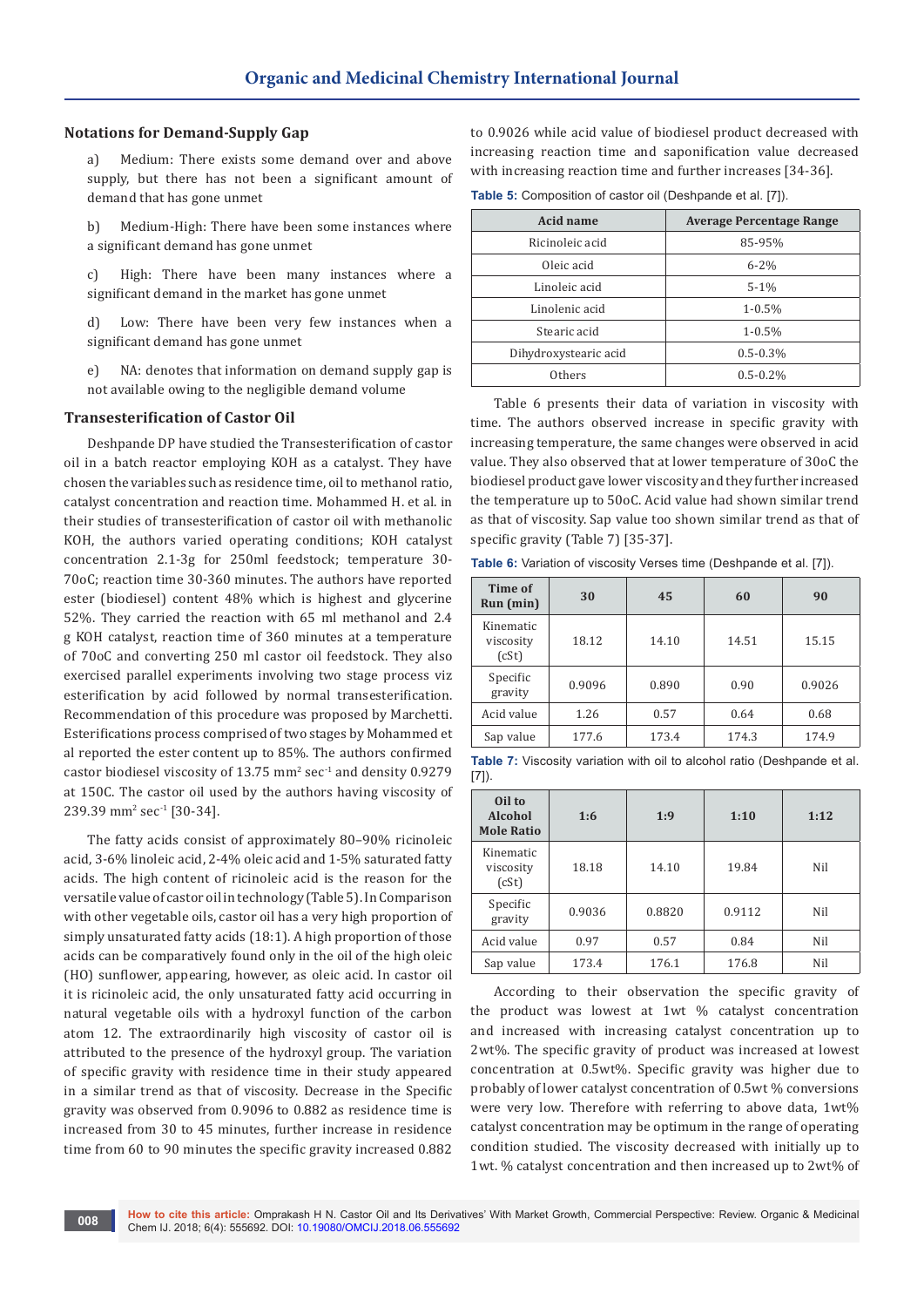### Notations for Demand-Supply Gap

a) Medium: There exists some demand over and above supply, but there has not been a significant amount of demand that has gone unmet

b) Medium-High: There have been some instances where a significant demand has gone unmet

c) High: There have been many instances where a significant demand in the market has gone unmet

d) Low: There have been very few instances when a significant demand has gone unmet

e) NA: denotes that information on demand supply gap is not available owing to the negligible demand volume

### Transesterification of Castor Oil

Deshpande DP have studied the Transesterification of castor oil in a batch reactor employing KOH as a catalyst. They have chosen the variables such as residence time, oil to methanol ratio, catalyst concentration and reaction time. Mohammed H. et al. in their studies of transesterification of castor oil with methanolic KOH, the authors varied operating conditions; KOH catalyst concentration 2.1-3g for 250ml feedstock; temperature 30-70oC; reaction time 30-360 minutes. The authors have reported ester (biodiesel) content 48% which is highest and glycerine 52%. They carried the reaction with 65 ml methanol and 2.4 g KOH catalyst, reaction time of 360 minutes at a temperature of 70oC and converting 250 ml castor oil feedstock. They also exercised parallel experiments involving two stage process viz esterification by acid followed by normal transesterification. Recommendation of this procedure was proposed by Marchetti. Esterifications process comprised of two stages by Mohammed et al reported the ester content up to 85%. The authors confirmed castor biodiesel viscosity of 13.75 mm$^2$ sec$^{-1}$ and density 0.9279 at 150C. The castor oil used by the authors having viscosity of 239.39 mm$^2$ sec$^{-1}$ [30-34].

The fatty acids consist of approximately 80–90% ricinoleic acid, 3-6% linoleic acid, 2-4% oleic acid and 1-5% saturated fatty acids. The high content of ricinoleic acid is the reason for the versatile value of castor oil in technology (Table 5). In Comparison with other vegetable oils, castor oil has a very high proportion of simply unsaturated fatty acids (18:1). A high proportion of those acids can be comparatively found only in the oil of the high oleic (HO) sunflower, appearing, however, as oleic acid. In castor oil it is ricinoleic acid, the only unsaturated fatty acid occurring in natural vegetable oils with a hydroxyl function of the carbon atom 12. The extraordinarily high viscosity of castor oil is attributed to the presence of the hydroxyl group. The variation of specific gravity with residence time in their study appeared in a similar trend as that of viscosity. Decrease in the Specific gravity was observed from 0.9096 to 0.882 as residence time is increased from 30 to 45 minutes, further increase in residence time from 60 to 90 minutes the specific gravity increased 0.882 to 0.9026 while acid value of biodiesel product decreased with increasing reaction time and saponification value decreased with increasing reaction time and further increases [34-36].

**Table 5:** Composition of castor oil (Deshpande et al. [7]).

| Acid name | Average Percentage Range |
|---|---|
| Ricinoleic acid | 85-95% |
| Oleic acid | 6-2% |
| Linoleic acid | 5-1% |
| Linolenic acid | 1-0.5% |
| Stearic acid | 1-0.5% |
| Dihydroxystearic acid | 0.5-0.3% |
| Others | 0.5-0.2% |

Table 6 presents their data of variation in viscosity with time. The authors observed increase in specific gravity with increasing temperature, the same changes were observed in acid value. They also observed that at lower temperature of 30oC the biodiesel product gave lower viscosity and they further increased the temperature up to 50oC. Acid value had shown similar trend as that of viscosity. Sap value too shown similar trend as that of specific gravity (Table 7) [35-37].

**Table 6:** Variation of viscosity Verses time (Deshpande et al. [7]).

| Time of Run (min) | 30 | 45 | 60 | 90 |
|---|---|---|---|---|
| Kinematic viscosity (cSt) | 18.12 | 14.10 | 14.51 | 15.15 |
| Specific gravity | 0.9096 | 0.890 | 0.90 | 0.9026 |
| Acid value | 1.26 | 0.57 | 0.64 | 0.68 |
| Sap value | 177.6 | 173.4 | 174.3 | 174.9 |

**Table 7:** Viscosity variation with oil to alcohol ratio (Deshpande et al. [7]).

| Oil to Alcohol Mole Ratio | 1:6 | 1:9 | 1:10 | 1:12 |
|---|---|---|---|---|
| Kinematic viscosity (cSt) | 18.18 | 14.10 | 19.84 | Nil |
| Specific gravity | 0.9036 | 0.8820 | 0.9112 | Nil |
| Acid value | 0.97 | 0.57 | 0.84 | Nil |
| Sap value | 173.4 | 176.1 | 176.8 | Nil |

According to their observation the specific gravity of the product was lowest at 1wt % catalyst concentration and increased with increasing catalyst concentration up to 2wt%. The specific gravity of product was increased at lowest concentration at 0.5wt%. Specific gravity was higher due to probably of lower catalyst concentration of 0.5wt % conversions were very low. Therefore with referring to above data, 1wt% catalyst concentration may be optimum in the range of operating condition studied. The viscosity decreased with initially up to 1wt. % catalyst concentration and then increased up to 2wt% of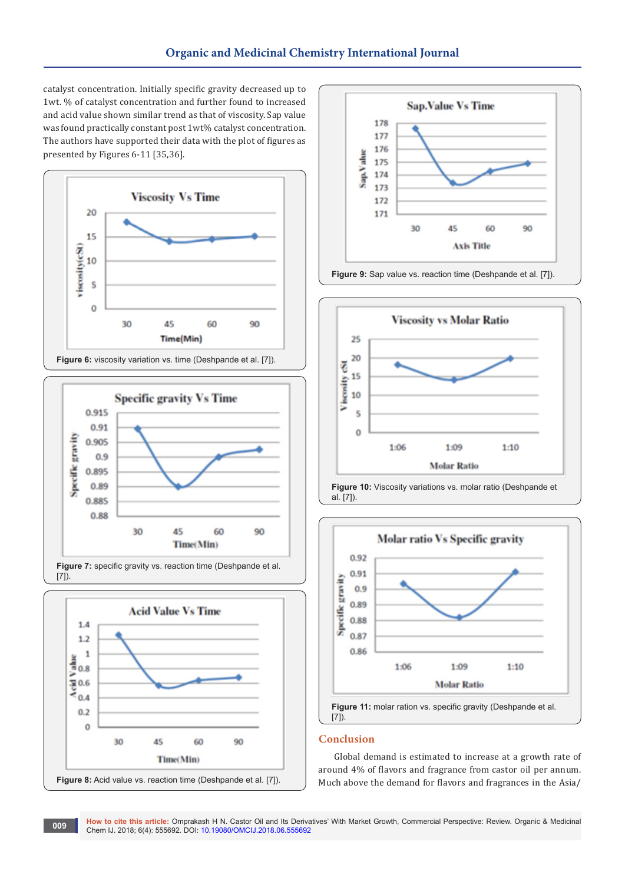catalyst concentration. Initially specific gravity decreased up to 1wt. % of catalyst concentration and further found to increased and acid value shown similar trend as that of viscosity. Sap value was found practically constant post 1wt% catalyst concentration. The authors have supported their data with the plot of figures as presented by Figures 6-11 [35,36].

**Figure 6:** viscosity variation vs. time (Deshpande et al. [7]).

**Figure 7:** specific gravity vs. reaction time (Deshpande et al. [7]).

**Figure 8:** Acid value vs. reaction time (Deshpande et al. [7]).

**Figure 9:** Sap value vs. reaction time (Deshpande et al. [7]).

**Figure 10:** Viscosity variations vs. molar ratio (Deshpande et al. [7]).

**Figure 11:** molar ration vs. specific gravity (Deshpande et al. [7]).

## Conclusion

Global demand is estimated to increase at a growth rate of around 4% of flavors and fragrance from castor oil per annum. Much above the demand for flavors and fragrances in the Asia/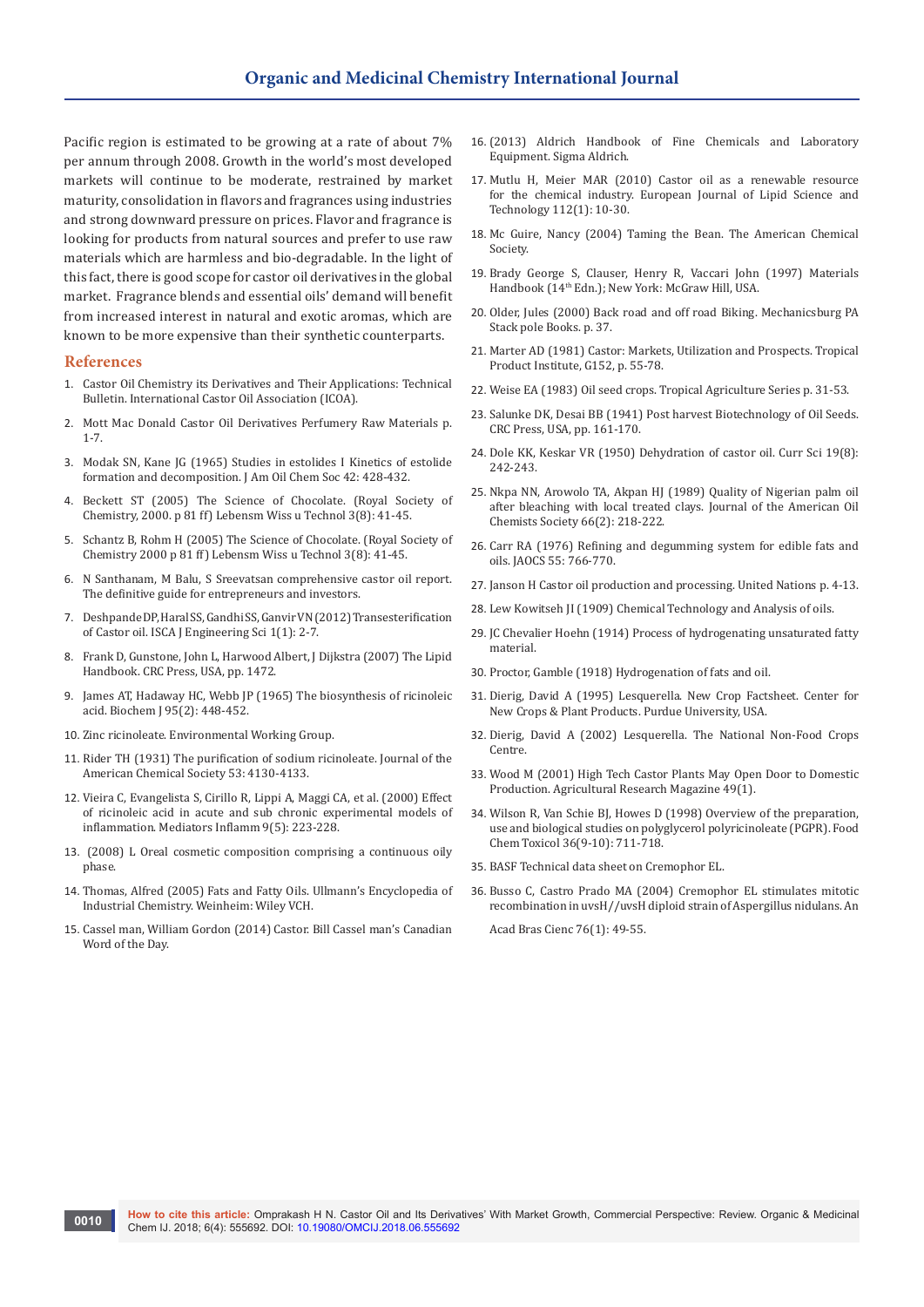Pacific region is estimated to be growing at a rate of about 7% per annum through 2008. Growth in the world's most developed markets will continue to be moderate, restrained by market maturity, consolidation in flavors and fragrances using industries and strong downward pressure on prices. Flavor and fragrance is looking for products from natural sources and prefer to use raw materials which are harmless and bio-degradable. In the light of this fact, there is good scope for castor oil derivatives in the global market. Fragrance blends and essential oils' demand will benefit from increased interest in natural and exotic aromas, which are known to be more expensive than their synthetic counterparts.

## References

1. Castor Oil Chemistry its Derivatives and Their Applications: Technical Bulletin. International Castor Oil Association (ICOA).
2. Mott Mac Donald Castor Oil Derivatives Perfumery Raw Materials p. 1-7.
3. Modak SN, Kane JG (1965) Studies in estolides I Kinetics of estolide formation and decomposition. J Am Oil Chem Soc 42: 428-432.
4. Beckett ST (2005) The Science of Chocolate. (Royal Society of Chemistry, 2000. p 81 ff) Lebensm Wiss u Technol 3(8): 41-45.
5. Schantz B, Rohm H (2005) The Science of Chocolate. (Royal Society of Chemistry 2000 p 81 ff) Lebensm Wiss u Technol 3(8): 41-45.
6. N Santhanam, M Balu, S Sreevatsan comprehensive castor oil report. The definitive guide for entrepreneurs and investors.
7. Deshpande DP, Haral SS, Gandhi SS, Ganvir VN (2012) Transesterification of Castor oil. ISCA J Engineering Sci 1(1): 2-7.
8. Frank D, Gunstone, John L, Harwood Albert, J Dijkstra (2007) The Lipid Handbook. CRC Press, USA, pp. 1472.
9. James AT, Hadaway HC, Webb JP (1965) The biosynthesis of ricinoleic acid. Biochem J 95(2): 448-452.
10. Zinc ricinoleate. Environmental Working Group.
11. Rider TH (1931) The purification of sodium ricinoleate. Journal of the American Chemical Society 53: 4130-4133.
12. Vieira C, Evangelista S, Cirillo R, Lippi A, Maggi CA, et al. (2000) Effect of ricinoleic acid in acute and sub chronic experimental models of inflammation. Mediators Inflamm 9(5): 223-228.
13. (2008) L Oreal cosmetic composition comprising a continuous oily phase.
14. Thomas, Alfred (2005) Fats and Fatty Oils. Ullmann's Encyclopedia of Industrial Chemistry. Weinheim: Wiley VCH.
15. Cassel man, William Gordon (2014) Castor. Bill Cassel man's Canadian Word of the Day.
16. (2013) Aldrich Handbook of Fine Chemicals and Laboratory Equipment. Sigma Aldrich.
17. Mutlu H, Meier MAR (2010) Castor oil as a renewable resource for the chemical industry. European Journal of Lipid Science and Technology 112(1): 10-30.
18. Mc Guire, Nancy (2004) Taming the Bean. The American Chemical Society.
19. Brady George S, Clauser, Henry R, Vaccari John (1997) Materials Handbook (14th Edn.); New York: McGraw Hill, USA.
20. Older, Jules (2000) Back road and off road Biking. Mechanicsburg PA Stack pole Books. p. 37.
21. Marter AD (1981) Castor: Markets, Utilization and Prospects. Tropical Product Institute, G152, p. 55-78.
22. Weise EA (1983) Oil seed crops. Tropical Agriculture Series p. 31-53.
23. Salunke DK, Desai BB (1941) Post harvest Biotechnology of Oil Seeds. CRC Press, USA, pp. 161-170.
24. Dole KK, Keskar VR (1950) Dehydration of castor oil. Curr Sci 19(8): 242-243.
25. Nkpa NN, Arowolo TA, Akpan HJ (1989) Quality of Nigerian palm oil after bleaching with local treated clays. Journal of the American Oil Chemists Society 66(2): 218-222.
26. Carr RA (1976) Refining and degumming system for edible fats and oils. JAOCS 55: 766-770.
27. Janson H Castor oil production and processing. United Nations p. 4-13.
28. Lew Kowitseh JI (1909) Chemical Technology and Analysis of oils.
29. JC Chevalier Hoehn (1914) Process of hydrogenating unsaturated fatty material.
30. Proctor, Gamble (1918) Hydrogenation of fats and oil.
31. Dierig, David A (1995) Lesquerella. New Crop Factsheet. Center for New Crops & Plant Products. Purdue University, USA.
32. Dierig, David A (2002) Lesquerella. The National Non-Food Crops Centre.
33. Wood M (2001) High Tech Castor Plants May Open Door to Domestic Production. Agricultural Research Magazine 49(1).
34. Wilson R, Van Schie BJ, Howes D (1998) Overview of the preparation, use and biological studies on polyglycerol polyricinoleate (PGPR). Food Chem Toxicol 36(9-10): 711-718.
35. BASF Technical data sheet on Cremophor EL.
36. Busso C, Castro Prado MA (2004) Cremophor EL stimulates mitotic recombination in uvsH//uvsH diploid strain of Aspergillus nidulans. An Acad Bras Cienc 76(1): 49-55.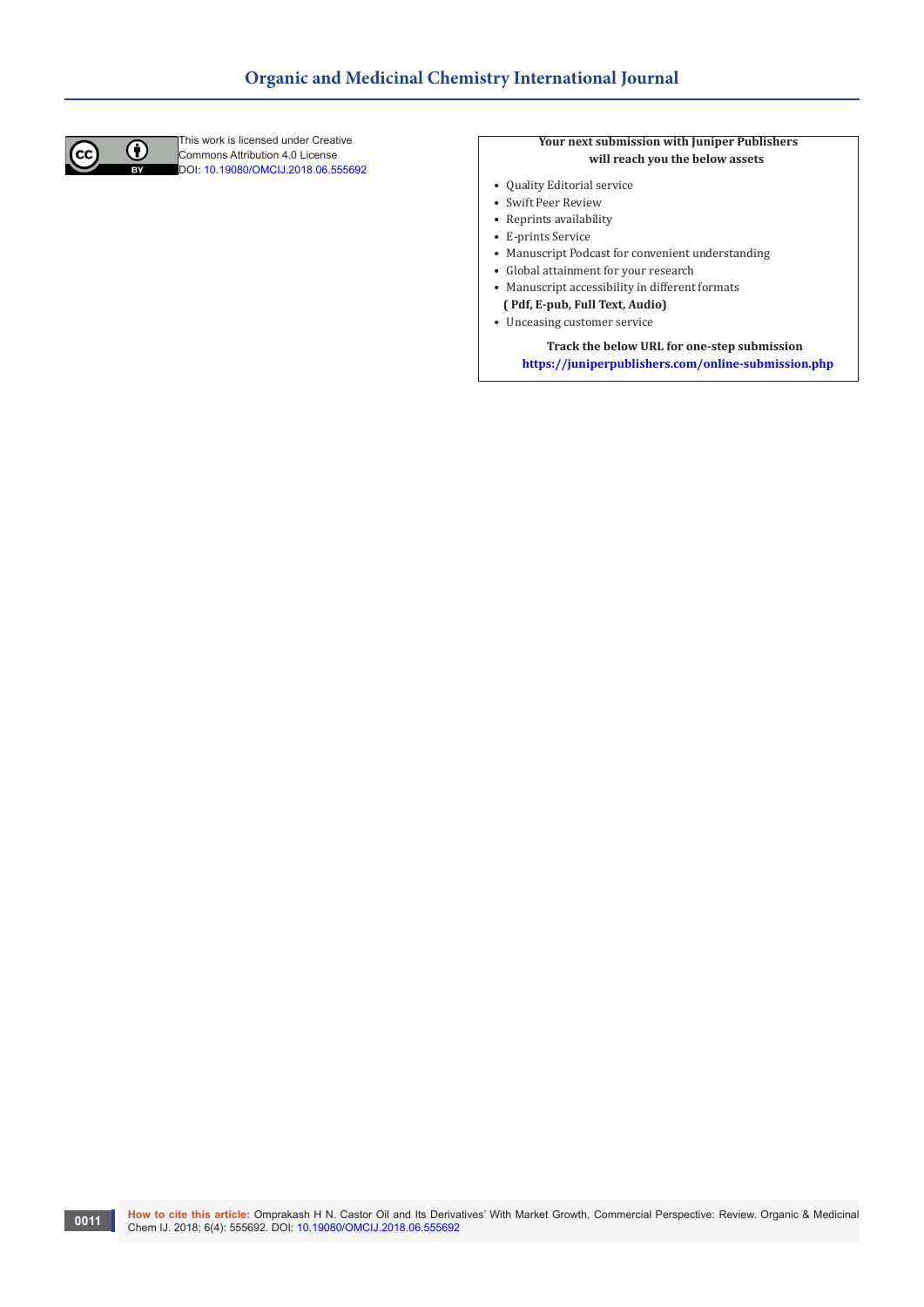This work is licensed under Creative Commons Attribution 4.0 License
DOI: 10.19080/OMCIJ.2018.06.555692

**Your next submission with Juniper Publishers will reach you the below assets**

- Quality Editorial service
- Swift Peer Review
- Reprints availability
- E-prints Service
- Manuscript Podcast for convenient understanding
- Global attainment for your research
- Manuscript accessibility in different formats

**( Pdf, E-pub, Full Text, Audio)**

- Unceasing customer service

**Track the below URL for one-step submission**

**https://juniperpublishers.com/online-submission.php**

**How to cite this article:** Omprakash H N. Castor Oil and Its Derivatives' With Market Growth, Commercial Perspective: Review. Organic & Medicinal Chem IJ. 2018; 6(4): 555692. DOI: 10.19080/OMCIJ.2018.06.555692